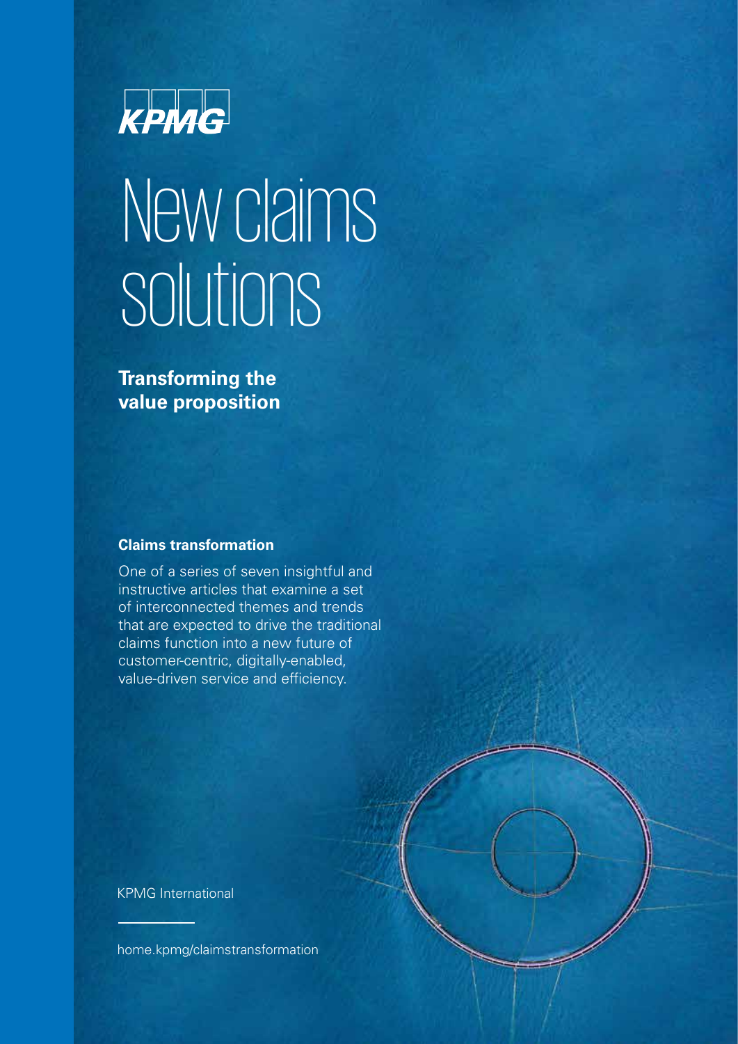KPMG

# New claims solutions

**Transforming the value proposition**

**Claims transformation**

One of a series of seven insightful and instructive articles that examine a set of interconnected themes and trends that are expected to drive the traditional claims function into a new future of customer-centric, digitally-enabled, value-driven service and efficiency.

KPMG International

home.kpmg/claimstransformation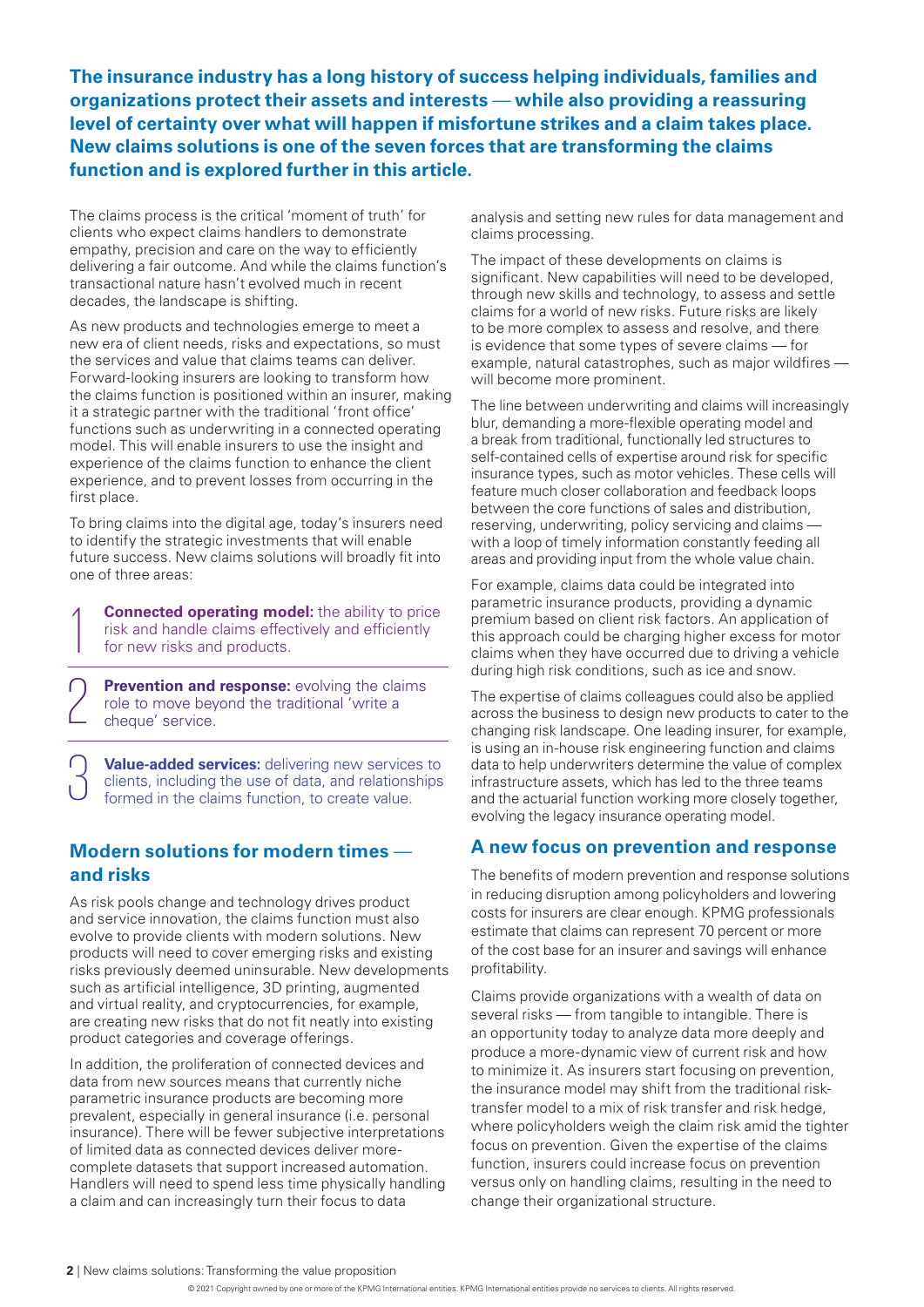**The insurance industry has a long history of success helping individuals, families and organizations protect their assets and interests — while also providing a reassuring level of certainty over what will happen if misfortune strikes and a claim takes place. New claims solutions is one of the seven forces that are transforming the claims function and is explored further in this article.**

The claims process is the critical 'moment of truth' for clients who expect claims handlers to demonstrate empathy, precision and care on the way to efficiently delivering a fair outcome. And while the claims function's transactional nature hasn't evolved much in recent decades, the landscape is shifting.

As new products and technologies emerge to meet a new era of client needs, risks and expectations, so must the services and value that claims teams can deliver. Forward-looking insurers are looking to transform how the claims function is positioned within an insurer, making it a strategic partner with the traditional 'front office' functions such as underwriting in a connected operating model. This will enable insurers to use the insight and experience of the claims function to enhance the client experience, and to prevent losses from occurring in the first place.

To bring claims into the digital age, today's insurers need to identify the strategic investments that will enable future success. New claims solutions will broadly fit into one of three areas:

1. **Connected operating model:** the ability to price risk and handle claims effectively and efficiently for new risks and products.
2. **Prevention and response:** evolving the claims role to move beyond the traditional 'write a cheque' service.
3. **Value-added services:** delivering new services to clients, including the use of data, and relationships formed in the claims function, to create value.

## Modern solutions for modern times — and risks

As risk pools change and technology drives product and service innovation, the claims function must also evolve to provide clients with modern solutions. New products will need to cover emerging risks and existing risks previously deemed uninsurable. New developments such as artificial intelligence, 3D printing, augmented and virtual reality, and cryptocurrencies, for example, are creating new risks that do not fit neatly into existing product categories and coverage offerings.

In addition, the proliferation of connected devices and data from new sources means that currently niche parametric insurance products are becoming more prevalent, especially in general insurance (i.e. personal insurance). There will be fewer subjective interpretations of limited data as connected devices deliver more-complete datasets that support increased automation. Handlers will need to spend less time physically handling a claim and can increasingly turn their focus to data analysis and setting new rules for data management and claims processing.

The impact of these developments on claims is significant. New capabilities will need to be developed, through new skills and technology, to assess and settle claims for a world of new risks. Future risks are likely to be more complex to assess and resolve, and there is evidence that some types of severe claims — for example, natural catastrophes, such as major wildfires — will become more prominent.

The line between underwriting and claims will increasingly blur, demanding a more-flexible operating model and a break from traditional, functionally led structures to self-contained cells of expertise around risk for specific insurance types, such as motor vehicles. These cells will feature much closer collaboration and feedback loops between the core functions of sales and distribution, reserving, underwriting, policy servicing and claims — with a loop of timely information constantly feeding all areas and providing input from the whole value chain.

For example, claims data could be integrated into parametric insurance products, providing a dynamic premium based on client risk factors. An application of this approach could be charging higher excess for motor claims when they have occurred due to driving a vehicle during high risk conditions, such as ice and snow.

The expertise of claims colleagues could also be applied across the business to design new products to cater to the changing risk landscape. One leading insurer, for example, is using an in-house risk engineering function and claims data to help underwriters determine the value of complex infrastructure assets, which has led to the three teams and the actuarial function working more closely together, evolving the legacy insurance operating model.

## A new focus on prevention and response

The benefits of modern prevention and response solutions in reducing disruption among policyholders and lowering costs for insurers are clear enough. KPMG professionals estimate that claims can represent 70 percent or more of the cost base for an insurer and savings will enhance profitability.

Claims provide organizations with a wealth of data on several risks — from tangible to intangible. There is an opportunity today to analyze data more deeply and produce a more-dynamic view of current risk and how to minimize it. As insurers start focusing on prevention, the insurance model may shift from the traditional risk-transfer model to a mix of risk transfer and risk hedge, where policyholders weigh the claim risk amid the tighter focus on prevention. Given the expertise of the claims function, insurers could increase focus on prevention versus only on handling claims, resulting in the need to change their organizational structure.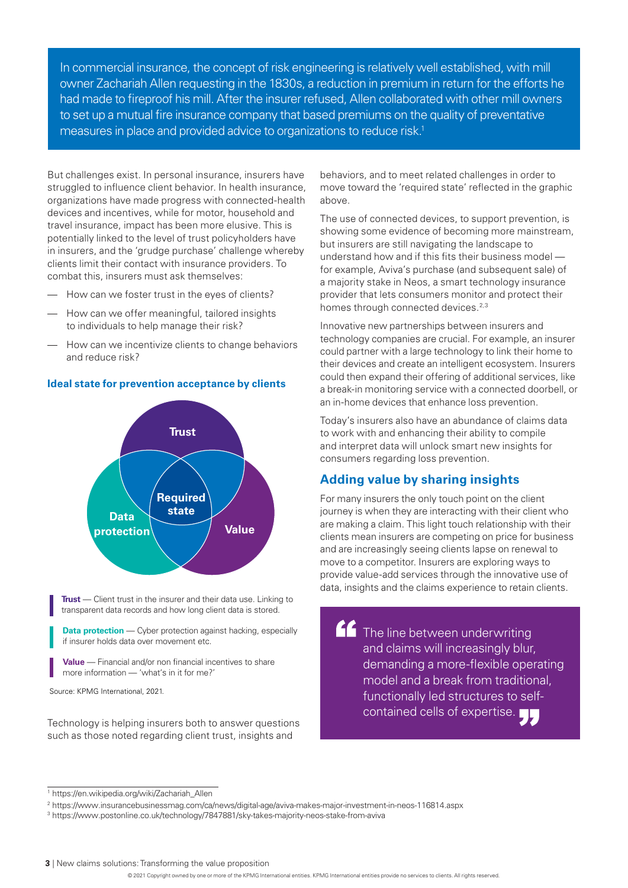In commercial insurance, the concept of risk engineering is relatively well established, with mill owner Zachariah Allen requesting in the 1830s, a reduction in premium in return for the efforts he had made to fireproof his mill. After the insurer refused, Allen collaborated with other mill owners to set up a mutual fire insurance company that based premiums on the quality of preventative measures in place and provided advice to organizations to reduce risk.[1]

But challenges exist. In personal insurance, insurers have struggled to influence client behavior. In health insurance, organizations have made progress with connected-health devices and incentives, while for motor, household and travel insurance, impact has been more elusive. This is potentially linked to the level of trust policyholders have in insurers, and the 'grudge purchase' challenge whereby clients limit their contact with insurance providers. To combat this, insurers must ask themselves:

- How can we foster trust in the eyes of clients?
- How can we offer meaningful, tailored insights to individuals to help manage their risk?
- How can we incentivize clients to change behaviors and reduce risk?

**Ideal state for prevention acceptance by clients**

Trust | Data protection | Value | Required state

**Trust** — Client trust in the insurer and their data use. Linking to transparent data records and how long client data is stored.

**Data protection** — Cyber protection against hacking, especially if insurer holds data over movement etc.

**Value** — Financial and/or non financial incentives to share more information — 'what's in it for me?'

Source: KPMG International, 2021.

Technology is helping insurers both to answer questions such as those noted regarding client trust, insights and behaviors, and to meet related challenges in order to move toward the 'required state' reflected in the graphic above.

The use of connected devices, to support prevention, is showing some evidence of becoming more mainstream, but insurers are still navigating the landscape to understand how and if this fits their business model — for example, Aviva's purchase (and subsequent sale) of a majority stake in Neos, a smart technology insurance provider that lets consumers monitor and protect their homes through connected devices.[2,3]

Innovative new partnerships between insurers and technology companies are crucial. For example, an insurer could partner with a large technology to link their home to their devices and create an intelligent ecosystem. Insurers could then expand their offering of additional services, like a break-in monitoring service with a connected doorbell, or an in-home devices that enhance loss prevention.

Today's insurers also have an abundance of claims data to work with and enhancing their ability to compile and interpret data will unlock smart new insights for consumers regarding loss prevention.

## Adding value by sharing insights

For many insurers the only touch point on the client journey is when they are interacting with their client who are making a claim. This light touch relationship with their clients mean insurers are competing on price for business and are increasingly seeing clients lapse on renewal to move to a competitor. Insurers are exploring ways to provide value-add services through the innovative use of data, insights and the claims experience to retain clients.

> "The line between underwriting and claims will increasingly blur, demanding a more-flexible operating model and a break from traditional, functionally led structures to self-contained cells of expertise."

[1] https://en.wikipedia.org/wiki/Zachariah_Allen

[2] https://www.insurancebusinessmag.com/ca/news/digital-age/aviva-makes-major-investment-in-neos-116814.aspx

[3] https://www.postonline.co.uk/technology/7847881/sky-takes-majority-neos-stake-from-aviva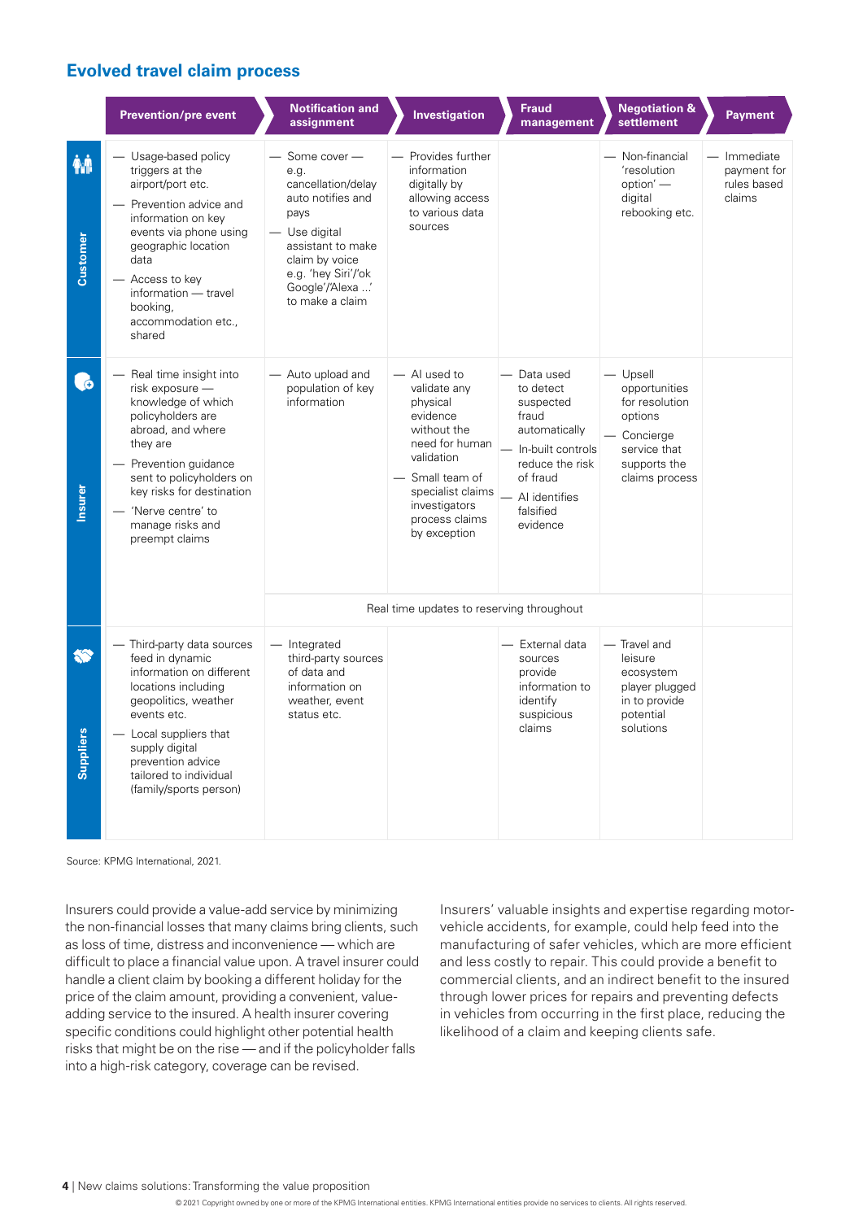## Evolved travel claim process

| | Prevention/pre event | Notification and assignment | Investigation | Fraud management | Negotiation & settlement | Payment |
|---|---|---|---|---|---|---|
| **Customer** | — Usage-based policy triggers at the airport/port etc.<br>— Prevention advice and information on key events via phone using geographic location data<br>— Access to key information — travel booking, accommodation etc., shared | — Some cover — e.g. cancellation/delay auto notifies and pays<br>— Use digital assistant to make claim by voice e.g. 'hey Siri'/'ok Google'/Alexa ...' to make a claim | — Provides further information digitally by allowing access to various data sources | | — Non-financial 'resolution option' — digital rebooking etc. | — Immediate payment for rules based claims |
| **Insurer** | — Real time insight into risk exposure — knowledge of which policyholders are abroad, and where they are<br>— Prevention guidance sent to policyholders on key risks for destination<br>— 'Nerve centre' to manage risks and preempt claims | — Auto upload and population of key information | — AI used to validate any physical evidence without the need for human validation<br>— Small team of specialist claims investigators process claims by exception | — Data used to detect suspected fraud automatically<br>— In-built controls reduce the risk of fraud<br>— AI identifies falsified evidence | — Upsell opportunities for resolution options<br>— Concierge service that supports the claims process | |
| | | Real time updates to reserving throughout | | | | |
| **Suppliers** | — Third-party data sources feed in dynamic information on different locations including geopolitics, weather events etc.<br>— Local suppliers that supply digital prevention advice tailored to individual (family/sports person) | — Integrated third-party sources of data and information on weather, event status etc. | | — External data sources provide information to identify suspicious claims | — Travel and leisure ecosystem player plugged in to provide potential solutions | |

Source: KPMG International, 2021.

Insurers could provide a value-add service by minimizing the non-financial losses that many claims bring clients, such as loss of time, distress and inconvenience — which are difficult to place a financial value upon. A travel insurer could handle a client claim by booking a different holiday for the price of the claim amount, providing a convenient, value-adding service to the insured. A health insurer covering specific conditions could highlight other potential health risks that might be on the rise — and if the policyholder falls into a high-risk category, coverage can be revised.

Insurers' valuable insights and expertise regarding motor-vehicle accidents, for example, could help feed into the manufacturing of safer vehicles, which are more efficient and less costly to repair. This could provide a benefit to commercial clients, and an indirect benefit to the insured through lower prices for repairs and preventing defects in vehicles from occurring in the first place, reducing the likelihood of a claim and keeping clients safe.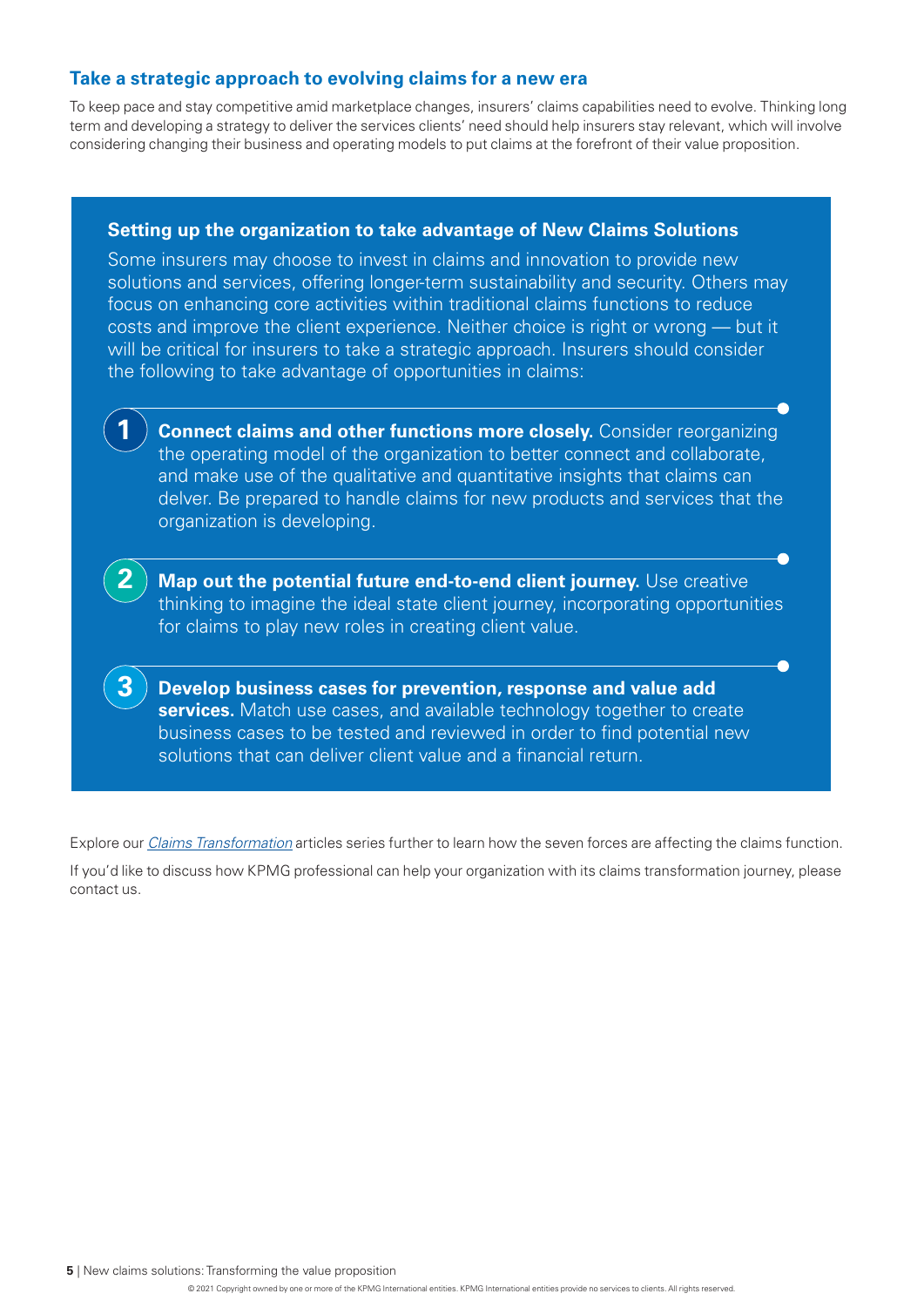## Take a strategic approach to evolving claims for a new era

To keep pace and stay competitive amid marketplace changes, insurers' claims capabilities need to evolve. Thinking long term and developing a strategy to deliver the services clients' need should help insurers stay relevant, which will involve considering changing their business and operating models to put claims at the forefront of their value proposition.

### Setting up the organization to take advantage of New Claims Solutions

Some insurers may choose to invest in claims and innovation to provide new solutions and services, offering longer-term sustainability and security. Others may focus on enhancing core activities within traditional claims functions to reduce costs and improve the client experience. Neither choice is right or wrong — but it will be critical for insurers to take a strategic approach. Insurers should consider the following to take advantage of opportunities in claims:

1. **Connect claims and other functions more closely.** Consider reorganizing the operating model of the organization to better connect and collaborate, and make use of the qualitative and quantitative insights that claims can delver. Be prepared to handle claims for new products and services that the organization is developing.

2. **Map out the potential future end-to-end client journey.** Use creative thinking to imagine the ideal state client journey, incorporating opportunities for claims to play new roles in creating client value.

3. **Develop business cases for prevention, response and value add services.** Match use cases, and available technology together to create business cases to be tested and reviewed in order to find potential new solutions that can deliver client value and a financial return.

Explore our *Claims Transformation* articles series further to learn how the seven forces are affecting the claims function.

If you'd like to discuss how KPMG professional can help your organization with its claims transformation journey, please contact us.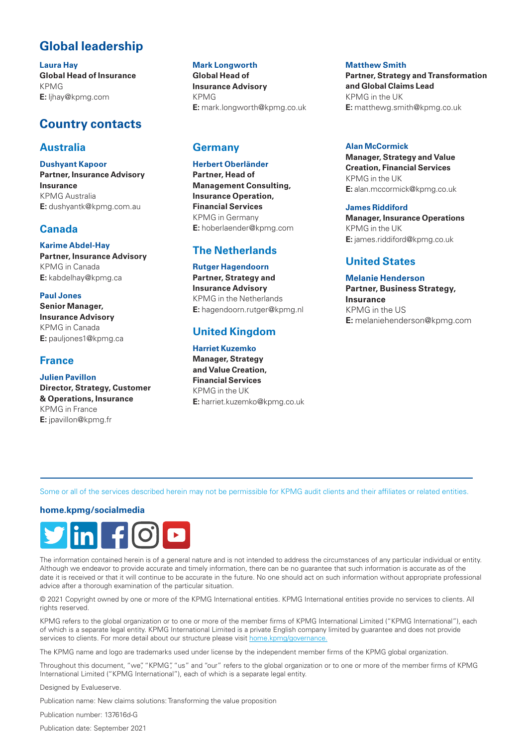## Global leadership

**Laura Hay**
**Global Head of Insurance**
KPMG
**E:** ljhay@kpmg.com

**Mark Longworth**
**Global Head of Insurance Advisory**
KPMG
**E:** mark.longworth@kpmg.co.uk

**Matthew Smith**
**Partner, Strategy and Transformation and Global Claims Lead**
KPMG in the UK
**E:** matthewg.smith@kpmg.co.uk

## Country contacts

### Australia

**Dushyant Kapoor**
**Partner, Insurance Advisory Insurance**
KPMG Australia
**E:** dushyantk@kpmg.com.au

### Canada

**Karime Abdel-Hay**
**Partner, Insurance Advisory**
KPMG in Canada
**E:** kabdelhay@kpmg.ca

**Paul Jones**
**Senior Manager, Insurance Advisory**
KPMG in Canada
**E:** pauljones1@kpmg.ca

### France

**Julien Pavillon**
**Director, Strategy, Customer & Operations, Insurance**
KPMG in France
**E:** jpavillon@kpmg.fr

### Germany

**Herbert Oberländer**
**Partner, Head of Management Consulting, Insurance Operation, Financial Services**
KPMG in Germany
**E:** hoberlaender@kpmg.com

### The Netherlands

**Rutger Hagendoorn**
**Partner, Strategy and Insurance Advisory**
KPMG in the Netherlands
**E:** hagendoorn.rutger@kpmg.nl

### United Kingdom

**Harriet Kuzemko**
**Manager, Strategy and Value Creation, Financial Services**
KPMG in the UK
**E:** harriet.kuzemko@kpmg.co.uk

**Alan McCormick**
**Manager, Strategy and Value Creation, Financial Services**
KPMG in the UK
**E:** alan.mccormick@kpmg.co.uk

**James Riddiford**
**Manager, Insurance Operations**
KPMG in the UK
**E:** james.riddiford@kpmg.co.uk

### United States

**Melanie Henderson**
**Partner, Business Strategy, Insurance**
KPMG in the US
**E:** melaniehenderson@kpmg.com

---

Some or all of the services described herein may not be permissible for KPMG audit clients and their affiliates or related entities.

**home.kpmg/socialmedia**

The information contained herein is of a general nature and is not intended to address the circumstances of any particular individual or entity. Although we endeavor to provide accurate and timely information, there can be no guarantee that such information is accurate as of the date it is received or that it will continue to be accurate in the future. No one should act on such information without appropriate professional advice after a thorough examination of the particular situation.

© 2021 Copyright owned by one or more of the KPMG International entities. KPMG International entities provide no services to clients. All rights reserved.

KPMG refers to the global organization or to one or more of the member firms of KPMG International Limited ("KPMG International"), each of which is a separate legal entity. KPMG International Limited is a private English company limited by guarantee and does not provide services to clients. For more detail about our structure please visit home.kpmg/governance.

The KPMG name and logo are trademarks used under license by the independent member firms of the KPMG global organization.

Throughout this document, "we", "KPMG", "us" and "our" refers to the global organization or to one or more of the member firms of KPMG International Limited ("KPMG International"), each of which is a separate legal entity.

Designed by Evalueserve.

Publication name: New claims solutions: Transforming the value proposition

Publication number: 137616d-G

Publication date: September 2021